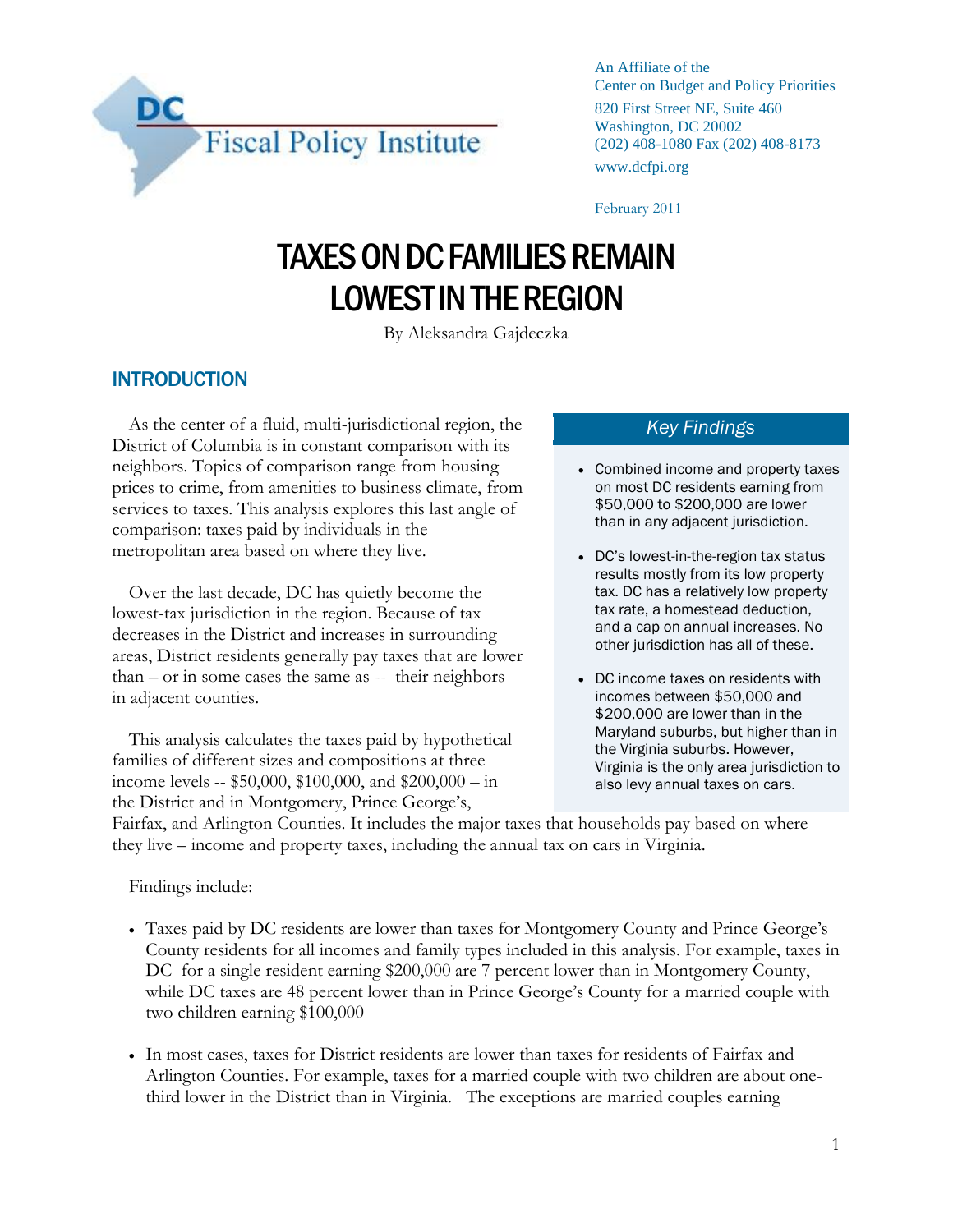DC Fiscal Policy Institute

An Affiliate of the
Center on Budget and Policy Priorities
820 First Street NE, Suite 460
Washington, DC 20002
(202) 408-1080 Fax (202) 408-8173
www.dcfpi.org

February 2011

# TAXES ON DC FAMILIES REMAIN LOWEST IN THE REGION

By Aleksandra Gajdeczka

## INTRODUCTION

As the center of a fluid, multi-jurisdictional region, the District of Columbia is in constant comparison with its neighbors. Topics of comparison range from housing prices to crime, from amenities to business climate, from services to taxes. This analysis explores this last angle of comparison: taxes paid by individuals in the metropolitan area based on where they live.

Over the last decade, DC has quietly become the lowest-tax jurisdiction in the region. Because of tax decreases in the District and increases in surrounding areas, District residents generally pay taxes that are lower than – or in some cases the same as -- their neighbors in adjacent counties.

This analysis calculates the taxes paid by hypothetical families of different sizes and compositions at three income levels -- $50,000, $100,000, and $200,000 – in the District and in Montgomery, Prince George's, Fairfax, and Arlington Counties. It includes the major taxes that households pay based on where they live – income and property taxes, including the annual tax on cars in Virginia.

> ***Key Findings***
>
> - Combined income and property taxes on most DC residents earning from $50,000 to $200,000 are lower than in any adjacent jurisdiction.
> - DC's lowest-in-the-region tax status results mostly from its low property tax. DC has a relatively low property tax rate, a homestead deduction, and a cap on annual increases. No other jurisdiction has all of these.
> - DC income taxes on residents with incomes between $50,000 and $200,000 are lower than in the Maryland suburbs, but higher than in the Virginia suburbs. However, Virginia is the only area jurisdiction to also levy annual taxes on cars.

Findings include:

- Taxes paid by DC residents are lower than taxes for Montgomery County and Prince George's County residents for all incomes and family types included in this analysis. For example, taxes in DC for a single resident earning $200,000 are 7 percent lower than in Montgomery County, while DC taxes are 48 percent lower than in Prince George's County for a married couple with two children earning $100,000
- In most cases, taxes for District residents are lower than taxes for residents of Fairfax and Arlington Counties. For example, taxes for a married couple with two children are about one-third lower in the District than in Virginia. The exceptions are married couples earning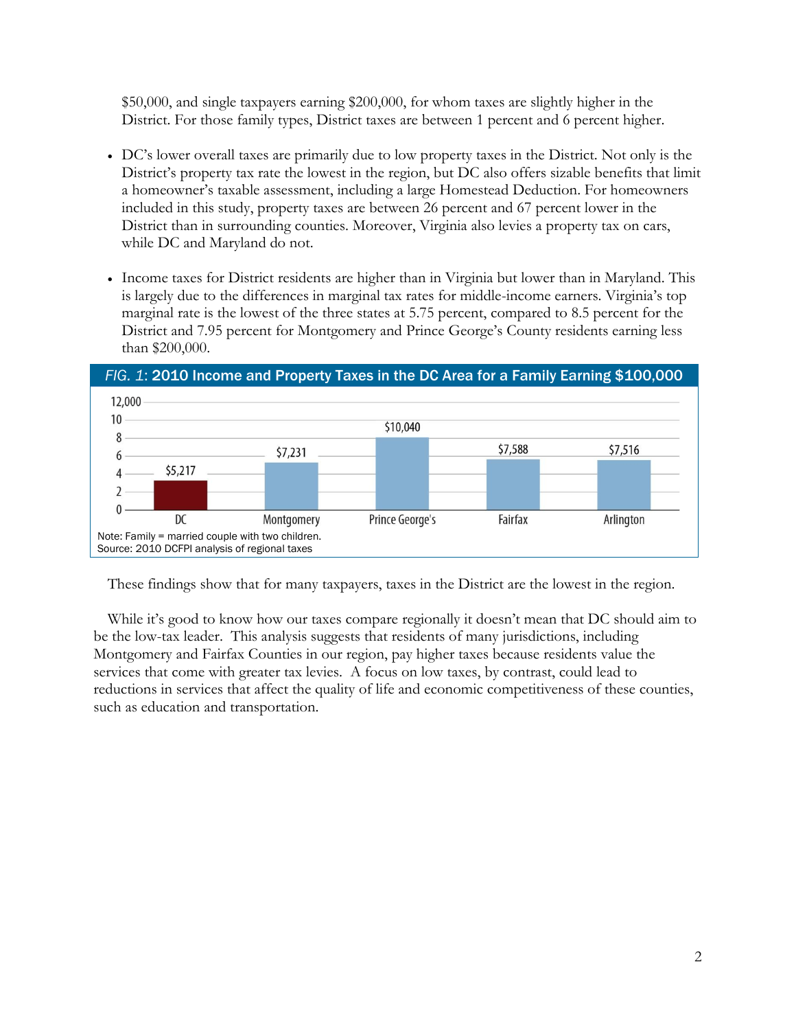$50,000, and single taxpayers earning $200,000, for whom taxes are slightly higher in the District. For those family types, District taxes are between 1 percent and 6 percent higher.

- DC's lower overall taxes are primarily due to low property taxes in the District. Not only is the District's property tax rate the lowest in the region, but DC also offers sizable benefits that limit a homeowner's taxable assessment, including a large Homestead Deduction. For homeowners included in this study, property taxes are between 26 percent and 67 percent lower in the District than in surrounding counties. Moreover, Virginia also levies a property tax on cars, while DC and Maryland do not.

- Income taxes for District residents are higher than in Virginia but lower than in Maryland. This is largely due to the differences in marginal tax rates for middle-income earners. Virginia's top marginal rate is the lowest of the three states at 5.75 percent, compared to 8.5 percent for the District and 7.95 percent for Montgomery and Prince George's County residents earning less than $200,000.

*FIG. 1:* **2010 Income and Property Taxes in the DC Area for a Family Earning $100,000**

| Jurisdiction | Taxes |
|---|---|
| DC | $5,217 |
| Montgomery | $7,231 |
| Prince George's | $10,040 |
| Fairfax | $7,588 |
| Arlington | $7,516 |

Note: Family = married couple with two children.
Source: 2010 DCFPI analysis of regional taxes

These findings show that for many taxpayers, taxes in the District are the lowest in the region.

While it's good to know how our taxes compare regionally it doesn't mean that DC should aim to be the low-tax leader. This analysis suggests that residents of many jurisdictions, including Montgomery and Fairfax Counties in our region, pay higher taxes because residents value the services that come with greater tax levies. A focus on low taxes, by contrast, could lead to reductions in services that affect the quality of life and economic competitiveness of these counties, such as education and transportation.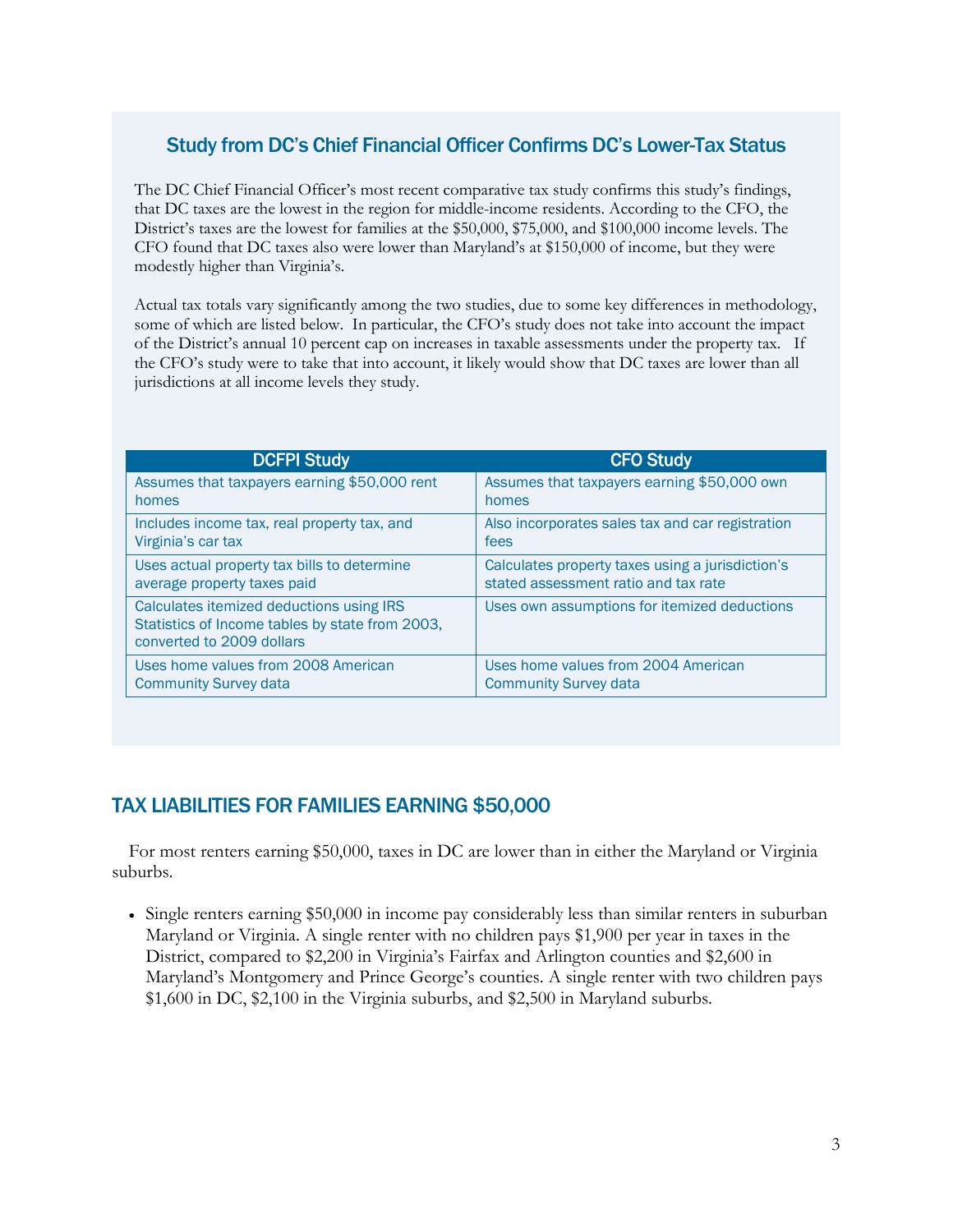## Study from DC's Chief Financial Officer Confirms DC's Lower-Tax Status

The DC Chief Financial Officer's most recent comparative tax study confirms this study's findings, that DC taxes are the lowest in the region for middle-income residents. According to the CFO, the District's taxes are the lowest for families at the $50,000, $75,000, and $100,000 income levels. The CFO found that DC taxes also were lower than Maryland's at $150,000 of income, but they were modestly higher than Virginia's.

Actual tax totals vary significantly among the two studies, due to some key differences in methodology, some of which are listed below. In particular, the CFO's study does not take into account the impact of the District's annual 10 percent cap on increases in taxable assessments under the property tax. If the CFO's study were to take that into account, it likely would show that DC taxes are lower than all jurisdictions at all income levels they study.

| DCFPI Study | CFO Study |
|---|---|
| Assumes that taxpayers earning $50,000 rent homes | Assumes that taxpayers earning $50,000 own homes |
| Includes income tax, real property tax, and Virginia's car tax | Also incorporates sales tax and car registration fees |
| Uses actual property tax bills to determine average property taxes paid | Calculates property taxes using a jurisdiction's stated assessment ratio and tax rate |
| Calculates itemized deductions using IRS Statistics of Income tables by state from 2003, converted to 2009 dollars | Uses own assumptions for itemized deductions |
| Uses home values from 2008 American Community Survey data | Uses home values from 2004 American Community Survey data |

## TAX LIABILITIES FOR FAMILIES EARNING $50,000

For most renters earning $50,000, taxes in DC are lower than in either the Maryland or Virginia suburbs.

- Single renters earning $50,000 in income pay considerably less than similar renters in suburban Maryland or Virginia. A single renter with no children pays $1,900 per year in taxes in the District, compared to $2,200 in Virginia's Fairfax and Arlington counties and $2,600 in Maryland's Montgomery and Prince George's counties. A single renter with two children pays $1,600 in DC, $2,100 in the Virginia suburbs, and $2,500 in Maryland suburbs.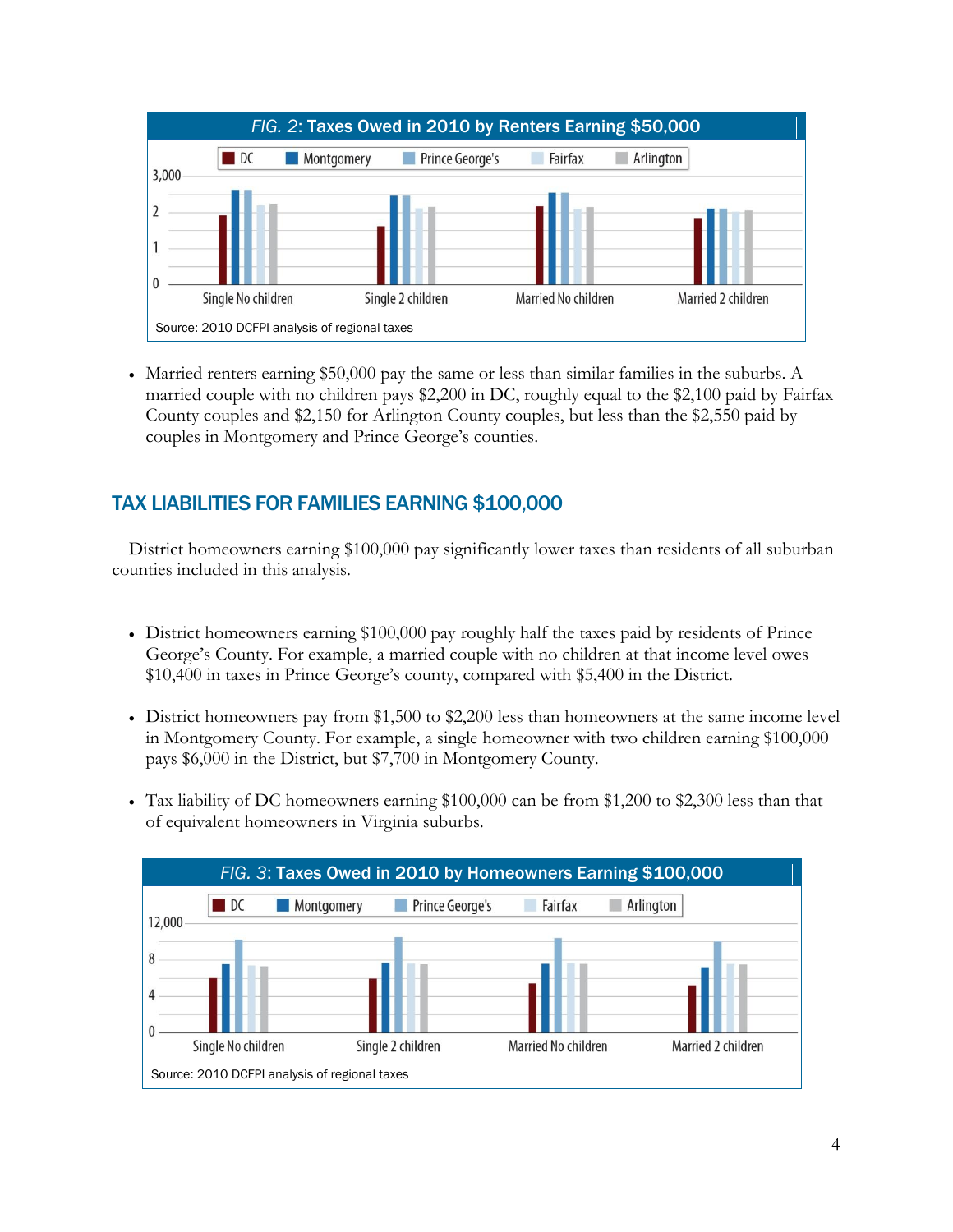**FIG. 2: Taxes Owed in 2010 by Renters Earning $50,000**

Source: 2010 DCFPI analysis of regional taxes

- Married renters earning $50,000 pay the same or less than similar families in the suburbs. A married couple with no children pays $2,200 in DC, roughly equal to the $2,100 paid by Fairfax County couples and $2,150 for Arlington County couples, but less than the $2,550 paid by couples in Montgomery and Prince George's counties.

## TAX LIABILITIES FOR FAMILIES EARNING $100,000

District homeowners earning $100,000 pay significantly lower taxes than residents of all suburban counties included in this analysis.

- District homeowners earning $100,000 pay roughly half the taxes paid by residents of Prince George's County. For example, a married couple with no children at that income level owes $10,400 in taxes in Prince George's county, compared with $5,400 in the District.

- District homeowners pay from $1,500 to $2,200 less than homeowners at the same income level in Montgomery County. For example, a single homeowner with two children earning $100,000 pays $6,000 in the District, but $7,700 in Montgomery County.

- Tax liability of DC homeowners earning $100,000 can be from $1,200 to $2,300 less than that of equivalent homeowners in Virginia suburbs.

**FIG. 3: Taxes Owed in 2010 by Homeowners Earning $100,000**

Source: 2010 DCFPI analysis of regional taxes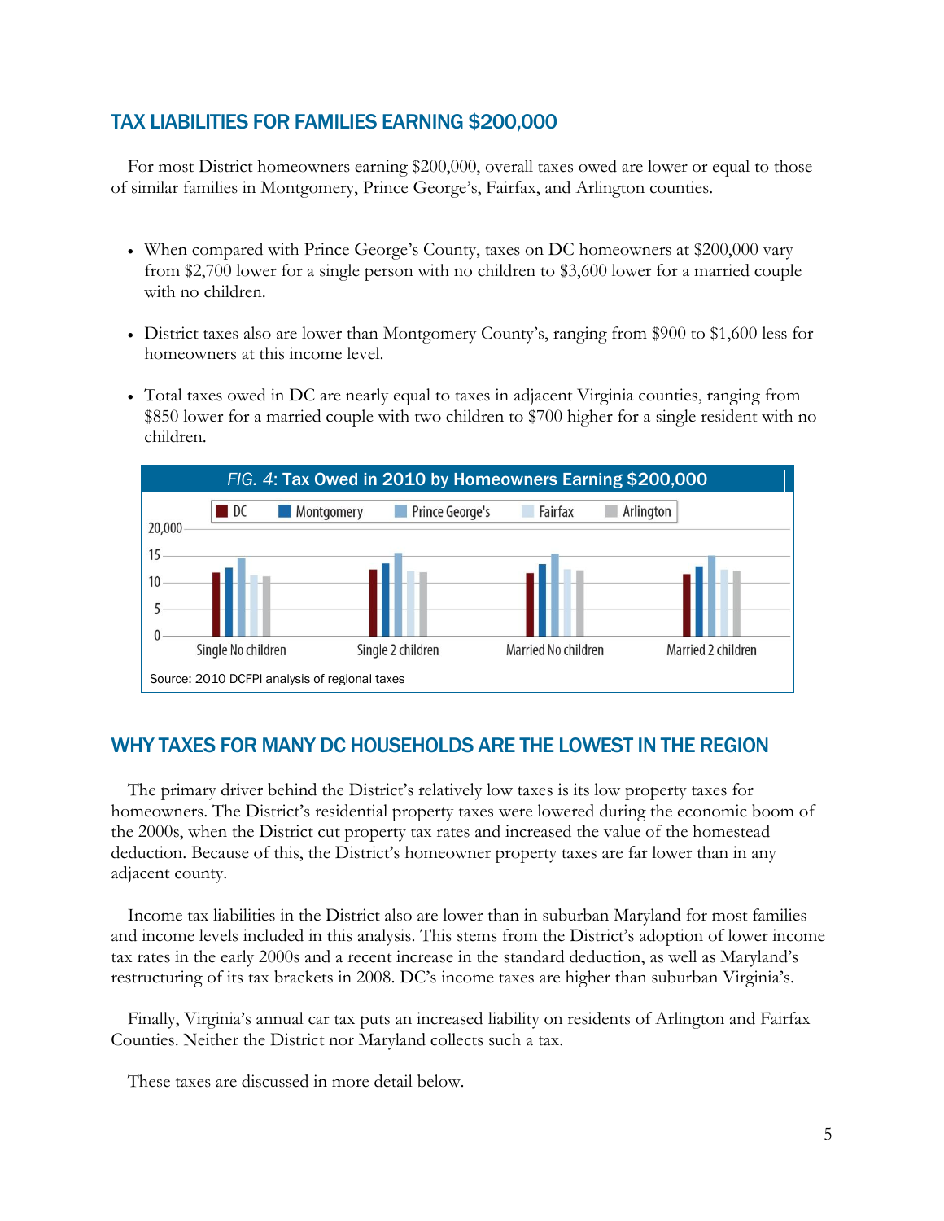## TAX LIABILITIES FOR FAMILIES EARNING $200,000

For most District homeowners earning $200,000, overall taxes owed are lower or equal to those of similar families in Montgomery, Prince George's, Fairfax, and Arlington counties.

- When compared with Prince George's County, taxes on DC homeowners at $200,000 vary from $2,700 lower for a single person with no children to $3,600 lower for a married couple with no children.
- District taxes also are lower than Montgomery County's, ranging from $900 to $1,600 less for homeowners at this income level.
- Total taxes owed in DC are nearly equal to taxes in adjacent Virginia counties, ranging from $850 lower for a married couple with two children to $700 higher for a single resident with no children.

*FIG. 4*: **Tax Owed in 2010 by Homeowners Earning $200,000**

Source: 2010 DCFPI analysis of regional taxes

## WHY TAXES FOR MANY DC HOUSEHOLDS ARE THE LOWEST IN THE REGION

The primary driver behind the District's relatively low taxes is its low property taxes for homeowners. The District's residential property taxes were lowered during the economic boom of the 2000s, when the District cut property tax rates and increased the value of the homestead deduction. Because of this, the District's homeowner property taxes are far lower than in any adjacent county.

Income tax liabilities in the District also are lower than in suburban Maryland for most families and income levels included in this analysis. This stems from the District's adoption of lower income tax rates in the early 2000s and a recent increase in the standard deduction, as well as Maryland's restructuring of its tax brackets in 2008. DC's income taxes are higher than suburban Virginia's.

Finally, Virginia's annual car tax puts an increased liability on residents of Arlington and Fairfax Counties. Neither the District nor Maryland collects such a tax.

These taxes are discussed in more detail below.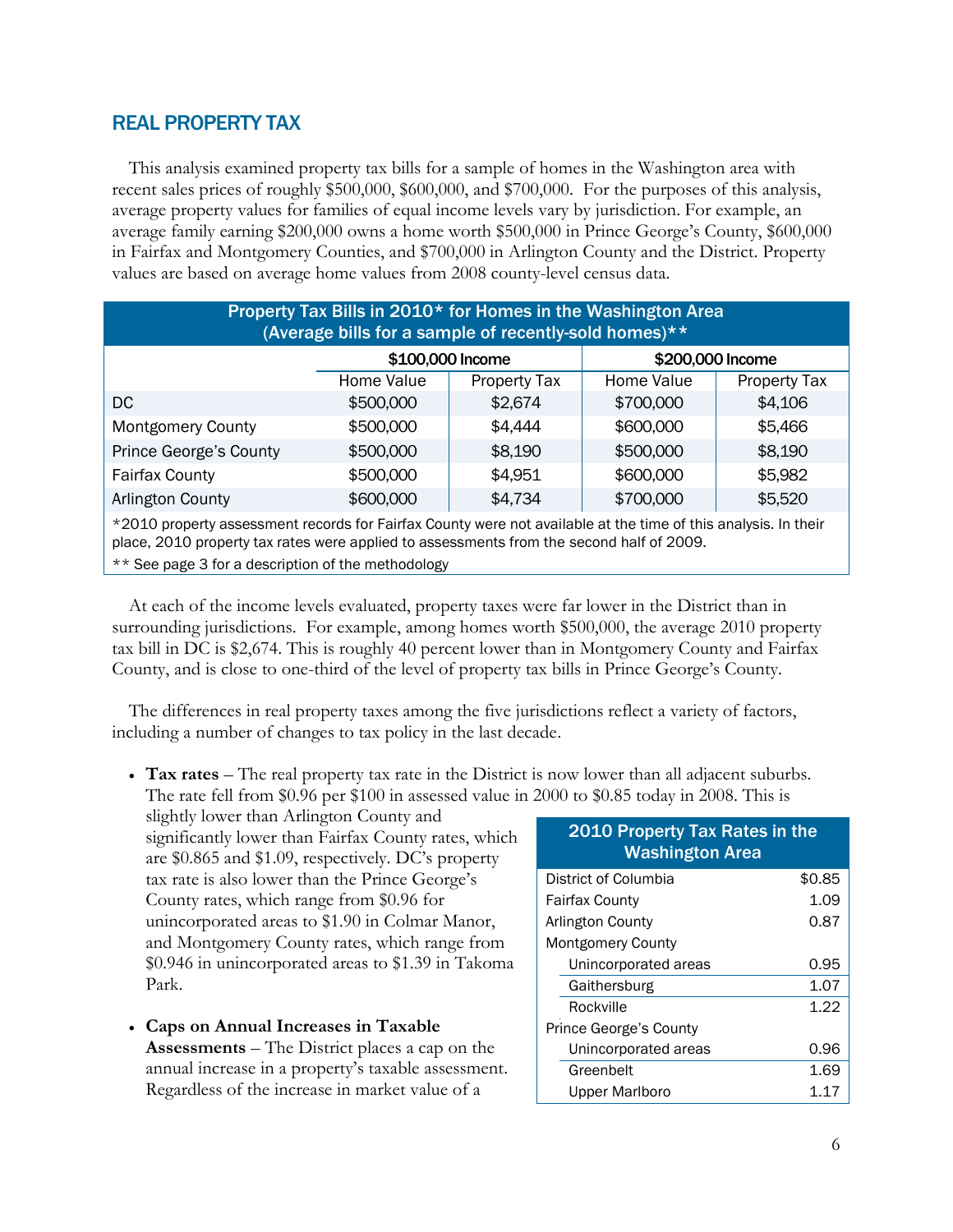## REAL PROPERTY TAX

This analysis examined property tax bills for a sample of homes in the Washington area with recent sales prices of roughly $500,000, $600,000, and $700,000. For the purposes of this analysis, average property values for families of equal income levels vary by jurisdiction. For example, an average family earning $200,000 owns a home worth $500,000 in Prince George's County, $600,000 in Fairfax and Montgomery Counties, and $700,000 in Arlington County and the District. Property values are based on average home values from 2008 county-level census data.

**Property Tax Bills in 2010* for Homes in the Washington Area (Average bills for a sample of recently-sold homes)****

| | $100,000 Income | | $200,000 Income | |
|---|---|---|---|---|
| | Home Value | Property Tax | Home Value | Property Tax |
| DC | $500,000 | $2,674 | $700,000 | $4,106 |
| Montgomery County | $500,000 | $4,444 | $600,000 | $5,466 |
| Prince George's County | $500,000 | $8,190 | $500,000 | $8,190 |
| Fairfax County | $500,000 | $4,951 | $600,000 | $5,982 |
| Arlington County | $600,000 | $4,734 | $700,000 | $5,520 |

*2010 property assessment records for Fairfax County were not available at the time of this analysis. In their place, 2010 property tax rates were applied to assessments from the second half of 2009.

** See page 3 for a description of the methodology

At each of the income levels evaluated, property taxes were far lower in the District than in surrounding jurisdictions. For example, among homes worth $500,000, the average 2010 property tax bill in DC is $2,674. This is roughly 40 percent lower than in Montgomery County and Fairfax County, and is close to one-third of the level of property tax bills in Prince George's County.

The differences in real property taxes among the five jurisdictions reflect a variety of factors, including a number of changes to tax policy in the last decade.

- **Tax rates** – The real property tax rate in the District is now lower than all adjacent suburbs. The rate fell from $0.96 per $100 in assessed value in 2000 to $0.85 today in 2008. This is slightly lower than Arlington County and significantly lower than Fairfax County rates, which are $0.865 and $1.09, respectively. DC's property tax rate is also lower than the Prince George's County rates, which range from $0.96 for unincorporated areas to $1.90 in Colmar Manor, and Montgomery County rates, which range from $0.946 in unincorporated areas to $1.39 in Takoma Park.

- **Caps on Annual Increases in Taxable Assessments** – The District places a cap on the annual increase in a property's taxable assessment. Regardless of the increase in market value of a

**2010 Property Tax Rates in the Washington Area**

| | |
|---|---|
| District of Columbia | $0.85 |
| Fairfax County | 1.09 |
| Arlington County | 0.87 |
| Montgomery County | |
| Unincorporated areas | 0.95 |
| Gaithersburg | 1.07 |
| Rockville | 1.22 |
| Prince George's County | |
| Unincorporated areas | 0.96 |
| Greenbelt | 1.69 |
| Upper Marlboro | 1.17 |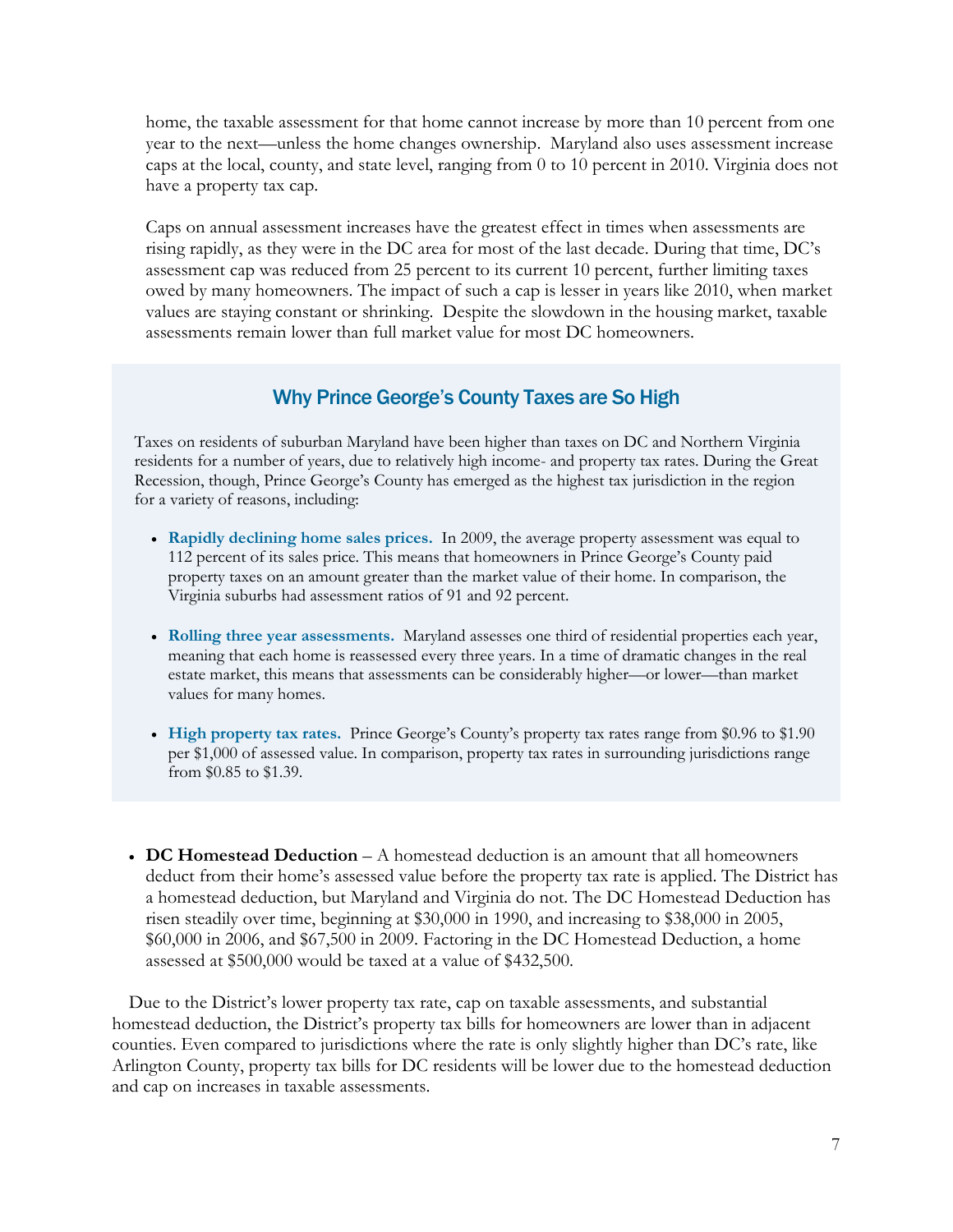home, the taxable assessment for that home cannot increase by more than 10 percent from one year to the next—unless the home changes ownership. Maryland also uses assessment increase caps at the local, county, and state level, ranging from 0 to 10 percent in 2010. Virginia does not have a property tax cap.

Caps on annual assessment increases have the greatest effect in times when assessments are rising rapidly, as they were in the DC area for most of the last decade. During that time, DC's assessment cap was reduced from 25 percent to its current 10 percent, further limiting taxes owed by many homeowners. The impact of such a cap is lesser in years like 2010, when market values are staying constant or shrinking. Despite the slowdown in the housing market, taxable assessments remain lower than full market value for most DC homeowners.

## Why Prince George's County Taxes are So High

Taxes on residents of suburban Maryland have been higher than taxes on DC and Northern Virginia residents for a number of years, due to relatively high income- and property tax rates. During the Great Recession, though, Prince George's County has emerged as the highest tax jurisdiction in the region for a variety of reasons, including:

- **Rapidly declining home sales prices.** In 2009, the average property assessment was equal to 112 percent of its sales price. This means that homeowners in Prince George's County paid property taxes on an amount greater than the market value of their home. In comparison, the Virginia suburbs had assessment ratios of 91 and 92 percent.
- **Rolling three year assessments.** Maryland assesses one third of residential properties each year, meaning that each home is reassessed every three years. In a time of dramatic changes in the real estate market, this means that assessments can be considerably higher—or lower—than market values for many homes.
- **High property tax rates.** Prince George's County's property tax rates range from $0.96 to $1.90 per $1,000 of assessed value. In comparison, property tax rates in surrounding jurisdictions range from $0.85 to $1.39.

- **DC Homestead Deduction** – A homestead deduction is an amount that all homeowners deduct from their home's assessed value before the property tax rate is applied. The District has a homestead deduction, but Maryland and Virginia do not. The DC Homestead Deduction has risen steadily over time, beginning at $30,000 in 1990, and increasing to $38,000 in 2005, $60,000 in 2006, and $67,500 in 2009. Factoring in the DC Homestead Deduction, a home assessed at $500,000 would be taxed at a value of $432,500.

Due to the District's lower property tax rate, cap on taxable assessments, and substantial homestead deduction, the District's property tax bills for homeowners are lower than in adjacent counties. Even compared to jurisdictions where the rate is only slightly higher than DC's rate, like Arlington County, property tax bills for DC residents will be lower due to the homestead deduction and cap on increases in taxable assessments.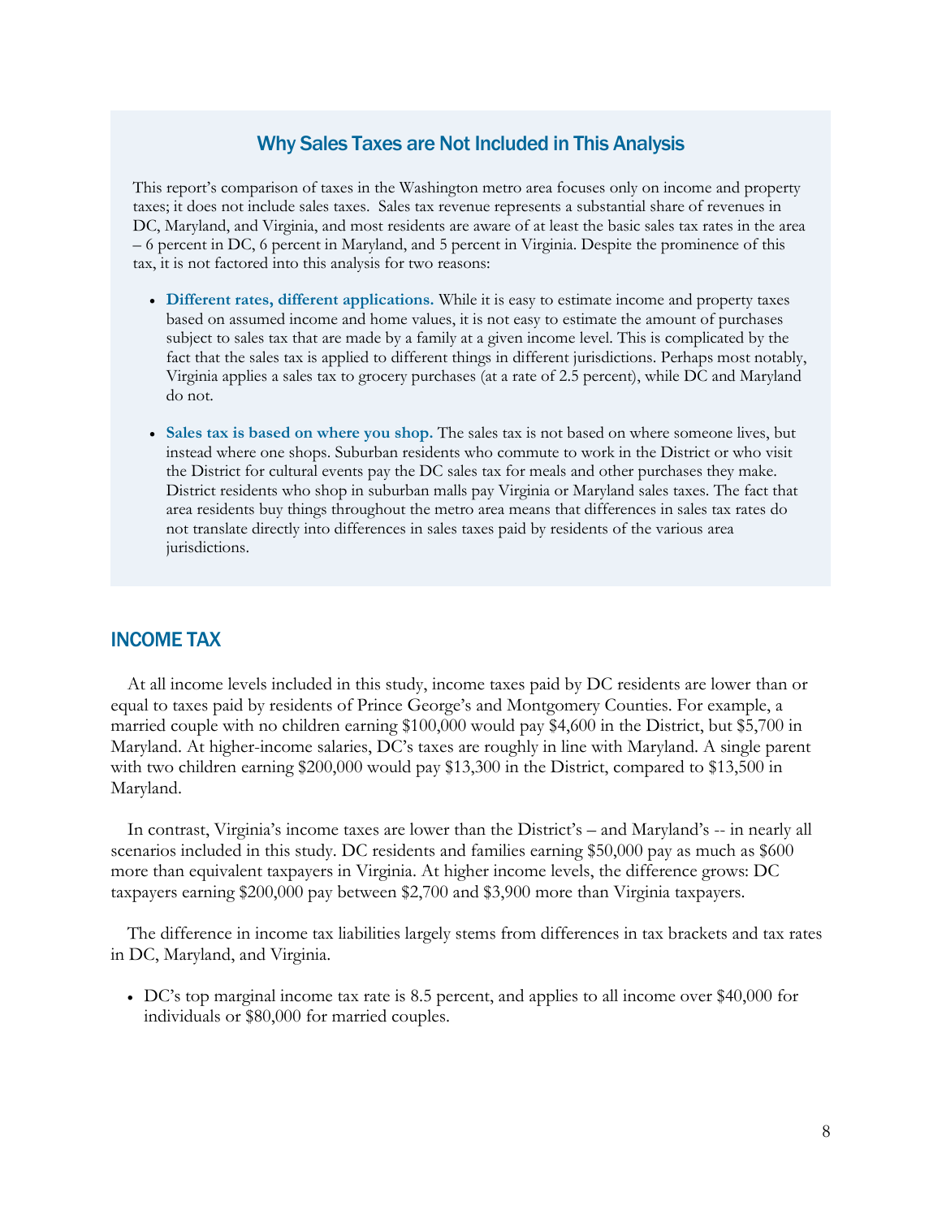### Why Sales Taxes are Not Included in This Analysis

This report's comparison of taxes in the Washington metro area focuses only on income and property taxes; it does not include sales taxes. Sales tax revenue represents a substantial share of revenues in DC, Maryland, and Virginia, and most residents are aware of at least the basic sales tax rates in the area – 6 percent in DC, 6 percent in Maryland, and 5 percent in Virginia. Despite the prominence of this tax, it is not factored into this analysis for two reasons:

- **Different rates, different applications.** While it is easy to estimate income and property taxes based on assumed income and home values, it is not easy to estimate the amount of purchases subject to sales tax that are made by a family at a given income level. This is complicated by the fact that the sales tax is applied to different things in different jurisdictions. Perhaps most notably, Virginia applies a sales tax to grocery purchases (at a rate of 2.5 percent), while DC and Maryland do not.

- **Sales tax is based on where you shop.** The sales tax is not based on where someone lives, but instead where one shops. Suburban residents who commute to work in the District or who visit the District for cultural events pay the DC sales tax for meals and other purchases they make. District residents who shop in suburban malls pay Virginia or Maryland sales taxes. The fact that area residents buy things throughout the metro area means that differences in sales tax rates do not translate directly into differences in sales taxes paid by residents of the various area jurisdictions.

## INCOME TAX

At all income levels included in this study, income taxes paid by DC residents are lower than or equal to taxes paid by residents of Prince George's and Montgomery Counties. For example, a married couple with no children earning $100,000 would pay $4,600 in the District, but $5,700 in Maryland. At higher-income salaries, DC's taxes are roughly in line with Maryland. A single parent with two children earning $200,000 would pay $13,300 in the District, compared to $13,500 in Maryland.

In contrast, Virginia's income taxes are lower than the District's – and Maryland's -- in nearly all scenarios included in this study. DC residents and families earning $50,000 pay as much as $600 more than equivalent taxpayers in Virginia. At higher income levels, the difference grows: DC taxpayers earning $200,000 pay between $2,700 and $3,900 more than Virginia taxpayers.

The difference in income tax liabilities largely stems from differences in tax brackets and tax rates in DC, Maryland, and Virginia.

- DC's top marginal income tax rate is 8.5 percent, and applies to all income over $40,000 for individuals or $80,000 for married couples.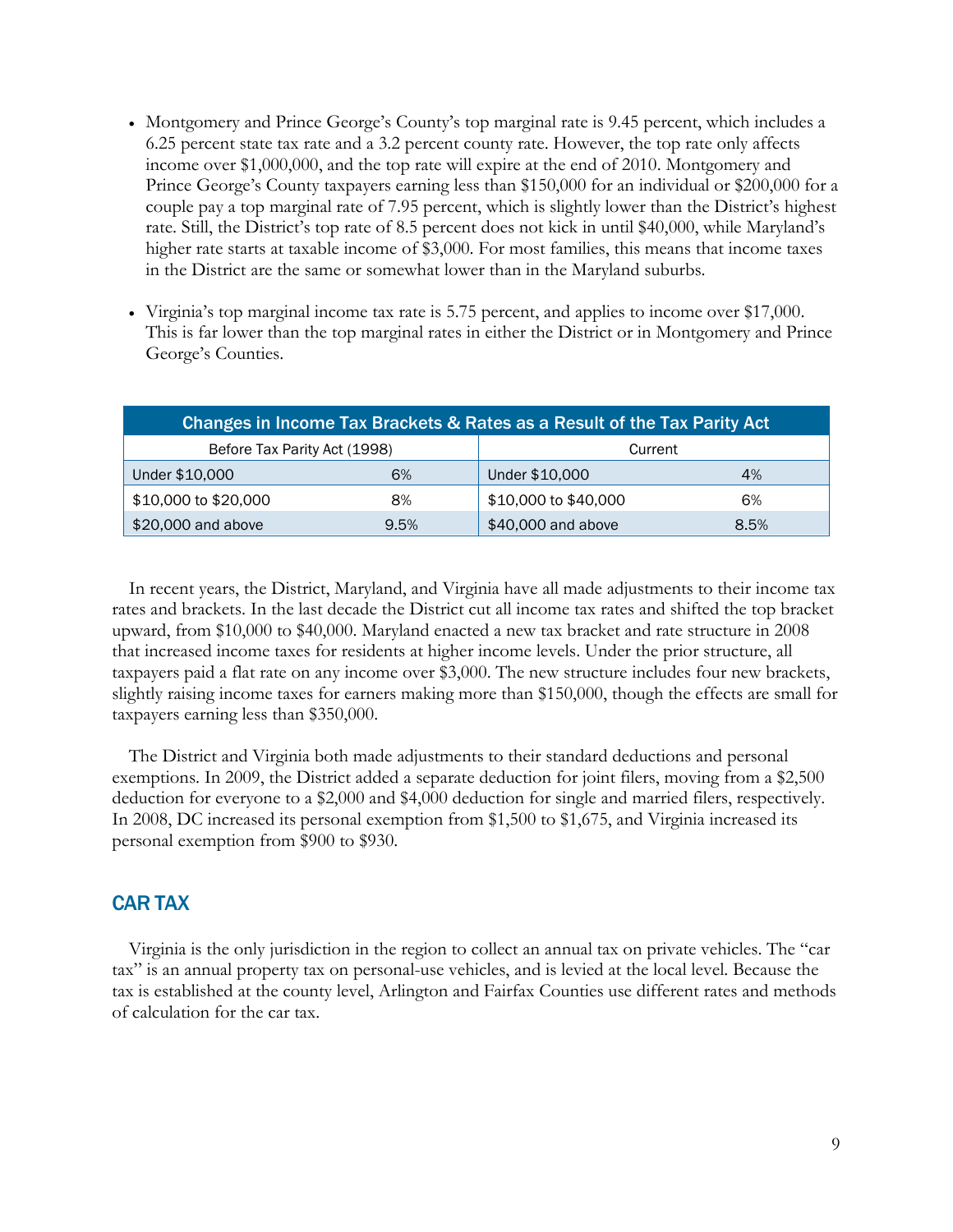- Montgomery and Prince George's County's top marginal rate is 9.45 percent, which includes a 6.25 percent state tax rate and a 3.2 percent county rate. However, the top rate only affects income over $1,000,000, and the top rate will expire at the end of 2010. Montgomery and Prince George's County taxpayers earning less than $150,000 for an individual or $200,000 for a couple pay a top marginal rate of 7.95 percent, which is slightly lower than the District's highest rate. Still, the District's top rate of 8.5 percent does not kick in until $40,000, while Maryland's higher rate starts at taxable income of $3,000. For most families, this means that income taxes in the District are the same or somewhat lower than in the Maryland suburbs.
- Virginia's top marginal income tax rate is 5.75 percent, and applies to income over $17,000. This is far lower than the top marginal rates in either the District or in Montgomery and Prince George's Counties.

| Changes in Income Tax Brackets & Rates as a Result of the Tax Parity Act | | | |
|---|---|---|---|
| Before Tax Parity Act (1998) | | Current | |
| Under $10,000 | 6% | Under $10,000 | 4% |
| $10,000 to $20,000 | 8% | $10,000 to $40,000 | 6% |
| $20,000 and above | 9.5% | $40,000 and above | 8.5% |

In recent years, the District, Maryland, and Virginia have all made adjustments to their income tax rates and brackets. In the last decade the District cut all income tax rates and shifted the top bracket upward, from $10,000 to $40,000. Maryland enacted a new tax bracket and rate structure in 2008 that increased income taxes for residents at higher income levels. Under the prior structure, all taxpayers paid a flat rate on any income over $3,000. The new structure includes four new brackets, slightly raising income taxes for earners making more than $150,000, though the effects are small for taxpayers earning less than $350,000.

The District and Virginia both made adjustments to their standard deductions and personal exemptions. In 2009, the District added a separate deduction for joint filers, moving from a $2,500 deduction for everyone to a $2,000 and $4,000 deduction for single and married filers, respectively. In 2008, DC increased its personal exemption from $1,500 to $1,675, and Virginia increased its personal exemption from $900 to $930.

## CAR TAX

Virginia is the only jurisdiction in the region to collect an annual tax on private vehicles. The "car tax" is an annual property tax on personal-use vehicles, and is levied at the local level. Because the tax is established at the county level, Arlington and Fairfax Counties use different rates and methods of calculation for the car tax.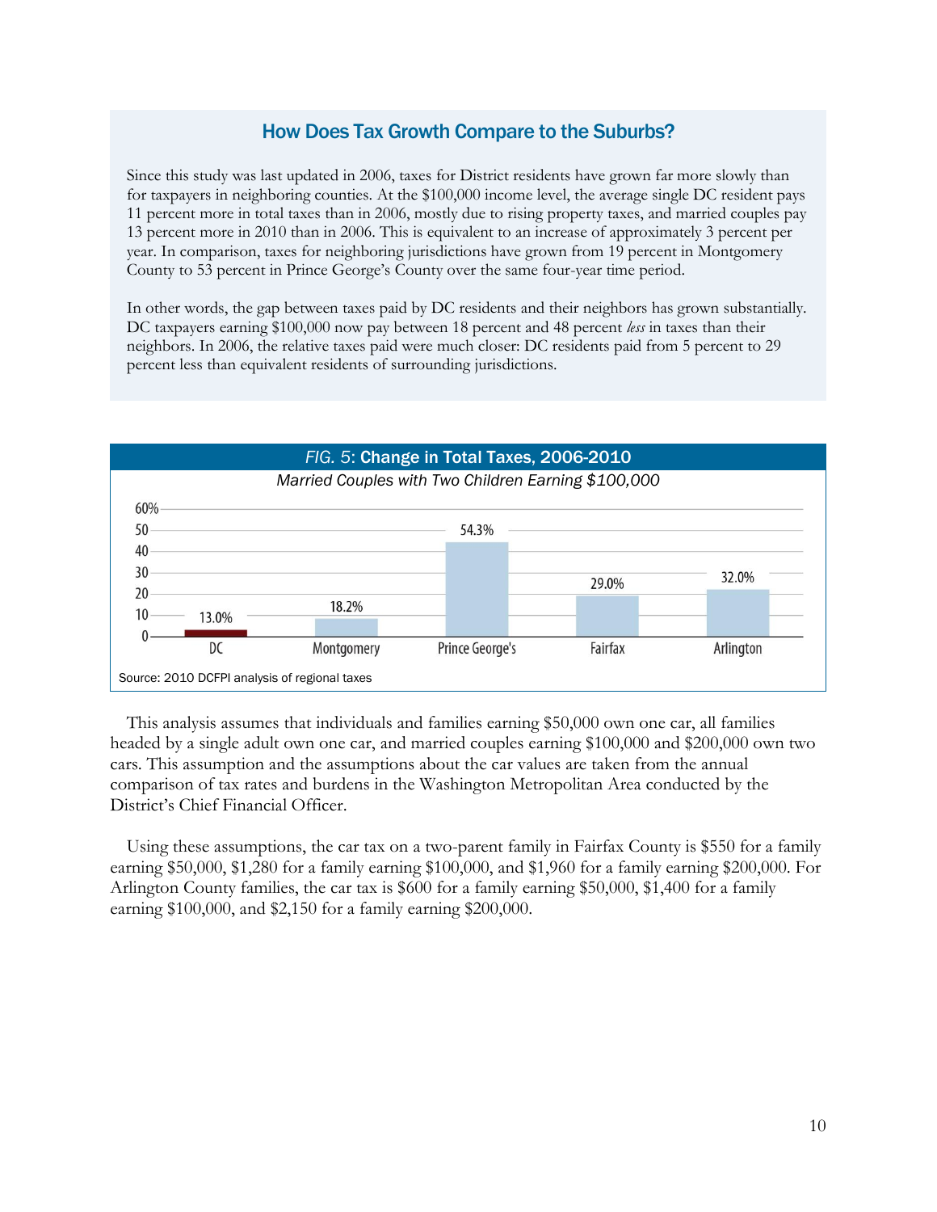## How Does Tax Growth Compare to the Suburbs?

Since this study was last updated in 2006, taxes for District residents have grown far more slowly than for taxpayers in neighboring counties. At the $100,000 income level, the average single DC resident pays 11 percent more in total taxes than in 2006, mostly due to rising property taxes, and married couples pay 13 percent more in 2010 than in 2006. This is equivalent to an increase of approximately 3 percent per year. In comparison, taxes for neighboring jurisdictions have grown from 19 percent in Montgomery County to 53 percent in Prince George's County over the same four-year time period.

In other words, the gap between taxes paid by DC residents and their neighbors has grown substantially. DC taxpayers earning $100,000 now pay between 18 percent and 48 percent *less* in taxes than their neighbors. In 2006, the relative taxes paid were much closer: DC residents paid from 5 percent to 29 percent less than equivalent residents of surrounding jurisdictions.

***FIG. 5*: Change in Total Taxes, 2006-2010**

*Married Couples with Two Children Earning $100,000*

| Jurisdiction | Change |
|---|---|
| DC | 13.0% |
| Montgomery | 18.2% |
| Prince George's | 54.3% |
| Fairfax | 29.0% |
| Arlington | 32.0% |

Source: 2010 DCFPI analysis of regional taxes

This analysis assumes that individuals and families earning $50,000 own one car, all families headed by a single adult own one car, and married couples earning $100,000 and $200,000 own two cars. This assumption and the assumptions about the car values are taken from the annual comparison of tax rates and burdens in the Washington Metropolitan Area conducted by the District's Chief Financial Officer.

Using these assumptions, the car tax on a two-parent family in Fairfax County is $550 for a family earning $50,000, $1,280 for a family earning $100,000, and $1,960 for a family earning $200,000. For Arlington County families, the car tax is $600 for a family earning $50,000, $1,400 for a family earning $100,000, and $2,150 for a family earning $200,000.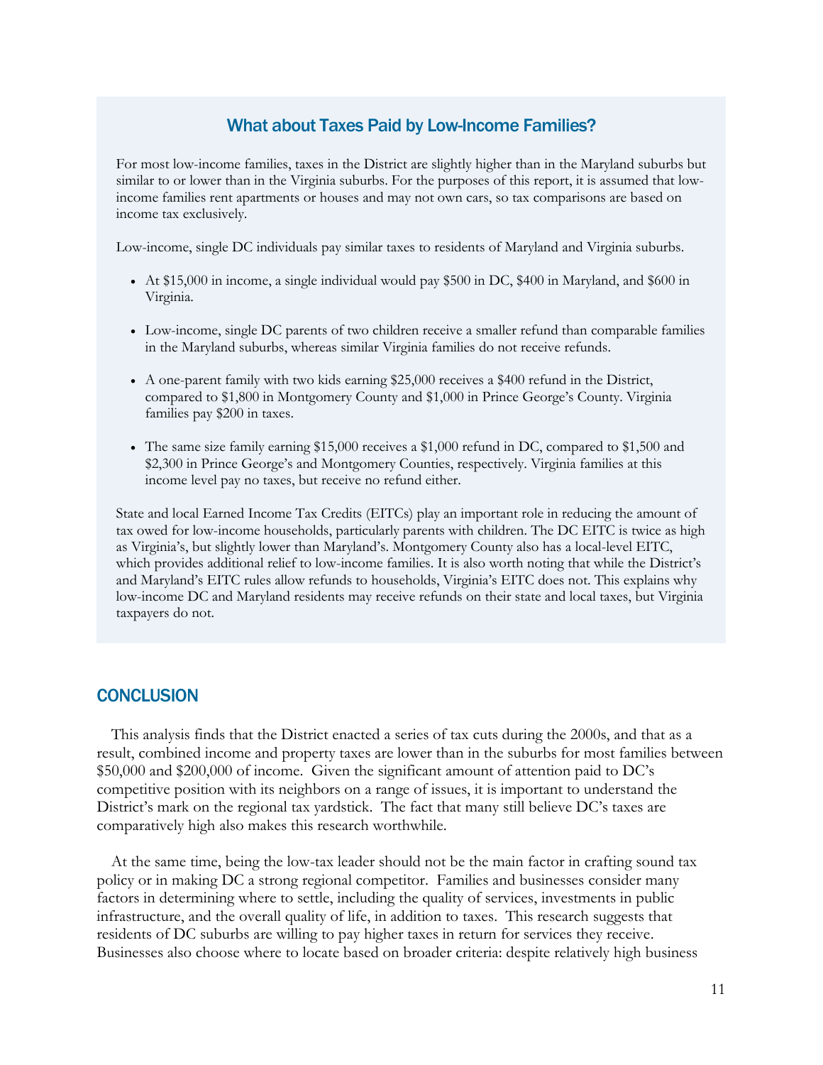## What about Taxes Paid by Low-Income Families?

For most low-income families, taxes in the District are slightly higher than in the Maryland suburbs but similar to or lower than in the Virginia suburbs. For the purposes of this report, it is assumed that low-income families rent apartments or houses and may not own cars, so tax comparisons are based on income tax exclusively.

Low-income, single DC individuals pay similar taxes to residents of Maryland and Virginia suburbs.

- At $15,000 in income, a single individual would pay $500 in DC, $400 in Maryland, and $600 in Virginia.
- Low-income, single DC parents of two children receive a smaller refund than comparable families in the Maryland suburbs, whereas similar Virginia families do not receive refunds.
- A one-parent family with two kids earning $25,000 receives a $400 refund in the District, compared to $1,800 in Montgomery County and $1,000 in Prince George's County. Virginia families pay $200 in taxes.
- The same size family earning $15,000 receives a $1,000 refund in DC, compared to $1,500 and $2,300 in Prince George's and Montgomery Counties, respectively. Virginia families at this income level pay no taxes, but receive no refund either.

State and local Earned Income Tax Credits (EITCs) play an important role in reducing the amount of tax owed for low-income households, particularly parents with children. The DC EITC is twice as high as Virginia's, but slightly lower than Maryland's. Montgomery County also has a local-level EITC, which provides additional relief to low-income families. It is also worth noting that while the District's and Maryland's EITC rules allow refunds to households, Virginia's EITC does not. This explains why low-income DC and Maryland residents may receive refunds on their state and local taxes, but Virginia taxpayers do not.

## CONCLUSION

This analysis finds that the District enacted a series of tax cuts during the 2000s, and that as a result, combined income and property taxes are lower than in the suburbs for most families between $50,000 and $200,000 of income. Given the significant amount of attention paid to DC's competitive position with its neighbors on a range of issues, it is important to understand the District's mark on the regional tax yardstick. The fact that many still believe DC's taxes are comparatively high also makes this research worthwhile.

At the same time, being the low-tax leader should not be the main factor in crafting sound tax policy or in making DC a strong regional competitor. Families and businesses consider many factors in determining where to settle, including the quality of services, investments in public infrastructure, and the overall quality of life, in addition to taxes. This research suggests that residents of DC suburbs are willing to pay higher taxes in return for services they receive. Businesses also choose where to locate based on broader criteria: despite relatively high business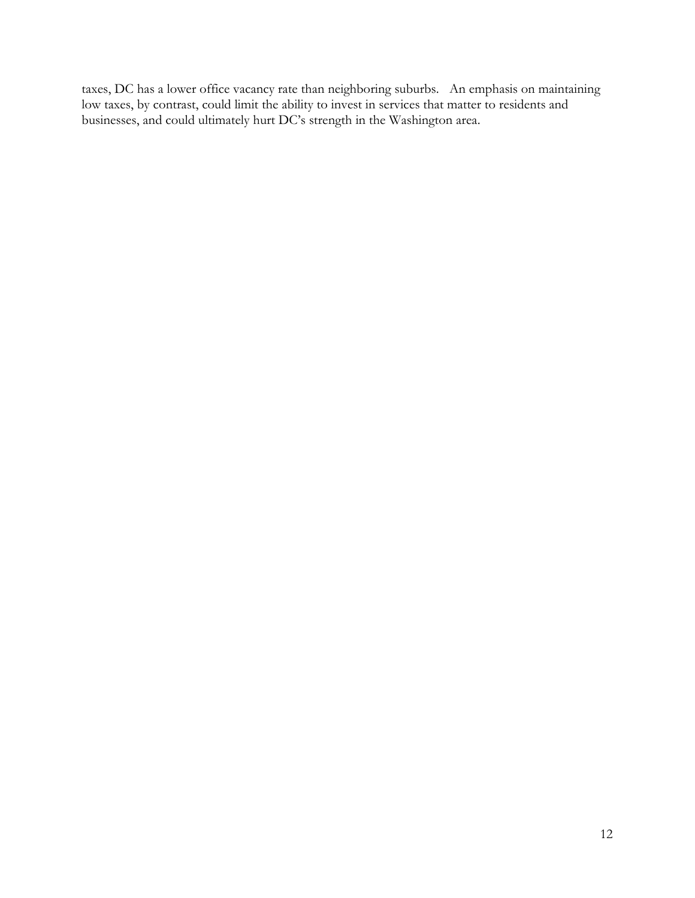taxes, DC has a lower office vacancy rate than neighboring suburbs. An emphasis on maintaining low taxes, by contrast, could limit the ability to invest in services that matter to residents and businesses, and could ultimately hurt DC's strength in the Washington area.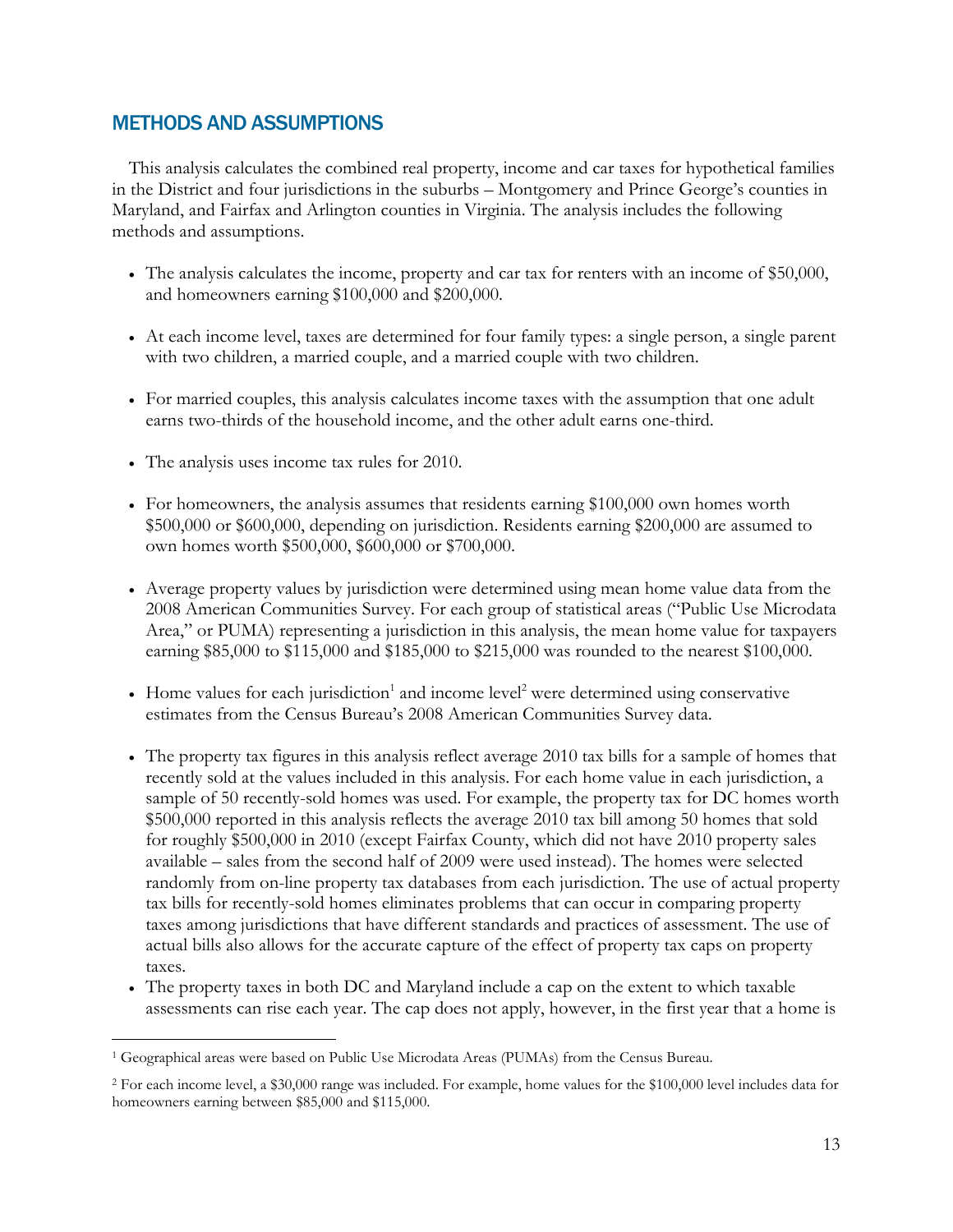## METHODS AND ASSUMPTIONS

This analysis calculates the combined real property, income and car taxes for hypothetical families in the District and four jurisdictions in the suburbs – Montgomery and Prince George's counties in Maryland, and Fairfax and Arlington counties in Virginia. The analysis includes the following methods and assumptions.

- The analysis calculates the income, property and car tax for renters with an income of $50,000, and homeowners earning $100,000 and $200,000.
- At each income level, taxes are determined for four family types: a single person, a single parent with two children, a married couple, and a married couple with two children.
- For married couples, this analysis calculates income taxes with the assumption that one adult earns two-thirds of the household income, and the other adult earns one-third.
- The analysis uses income tax rules for 2010.
- For homeowners, the analysis assumes that residents earning $100,000 own homes worth $500,000 or $600,000, depending on jurisdiction. Residents earning $200,000 are assumed to own homes worth $500,000, $600,000 or $700,000.
- Average property values by jurisdiction were determined using mean home value data from the 2008 American Communities Survey. For each group of statistical areas ("Public Use Microdata Area," or PUMA) representing a jurisdiction in this analysis, the mean home value for taxpayers earning $85,000 to $115,000 and $185,000 to $215,000 was rounded to the nearest $100,000.
- Home values for each jurisdiction[1] and income level[2] were determined using conservative estimates from the Census Bureau's 2008 American Communities Survey data.
- The property tax figures in this analysis reflect average 2010 tax bills for a sample of homes that recently sold at the values included in this analysis. For each home value in each jurisdiction, a sample of 50 recently-sold homes was used. For example, the property tax for DC homes worth $500,000 reported in this analysis reflects the average 2010 tax bill among 50 homes that sold for roughly $500,000 in 2010 (except Fairfax County, which did not have 2010 property sales available – sales from the second half of 2009 were used instead). The homes were selected randomly from on-line property tax databases from each jurisdiction. The use of actual property tax bills for recently-sold homes eliminates problems that can occur in comparing property taxes among jurisdictions that have different standards and practices of assessment. The use of actual bills also allows for the accurate capture of the effect of property tax caps on property taxes.
- The property taxes in both DC and Maryland include a cap on the extent to which taxable assessments can rise each year. The cap does not apply, however, in the first year that a home is

[1] Geographical areas were based on Public Use Microdata Areas (PUMAs) from the Census Bureau.

[2] For each income level, a $30,000 range was included. For example, home values for the $100,000 level includes data for homeowners earning between $85,000 and $115,000.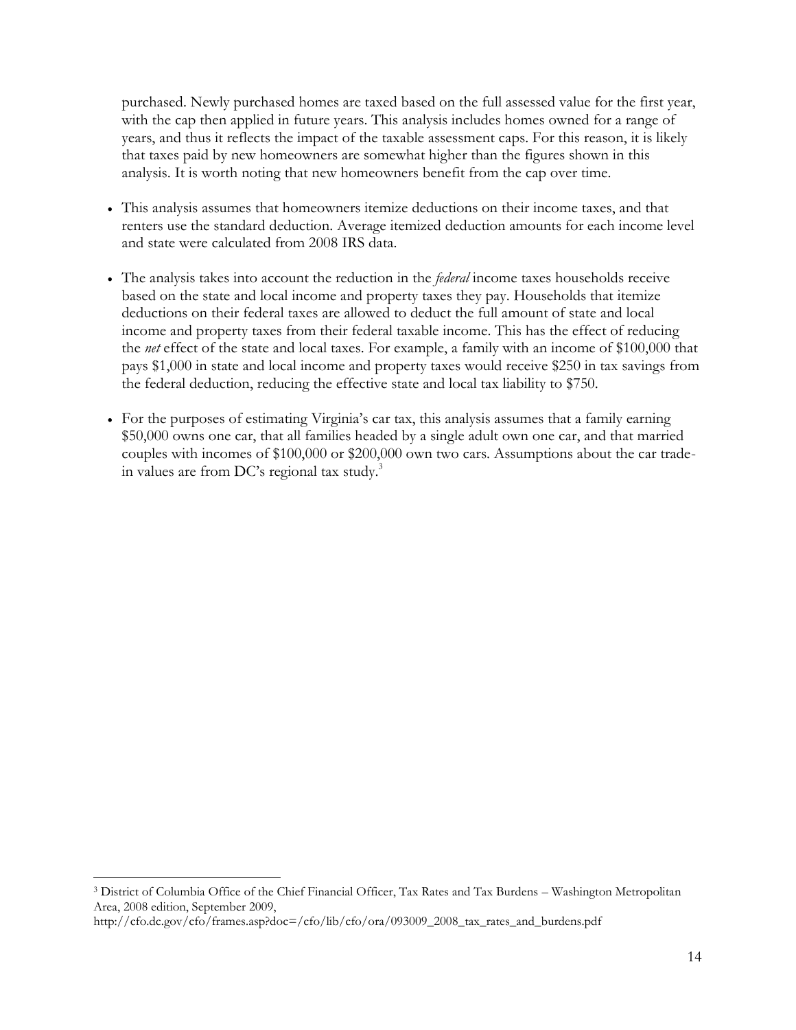purchased. Newly purchased homes are taxed based on the full assessed value for the first year, with the cap then applied in future years. This analysis includes homes owned for a range of years, and thus it reflects the impact of the taxable assessment caps. For this reason, it is likely that taxes paid by new homeowners are somewhat higher than the figures shown in this analysis. It is worth noting that new homeowners benefit from the cap over time.

- This analysis assumes that homeowners itemize deductions on their income taxes, and that renters use the standard deduction. Average itemized deduction amounts for each income level and state were calculated from 2008 IRS data.
- The analysis takes into account the reduction in the *federal* income taxes households receive based on the state and local income and property taxes they pay. Households that itemize deductions on their federal taxes are allowed to deduct the full amount of state and local income and property taxes from their federal taxable income. This has the effect of reducing the *net* effect of the state and local taxes. For example, a family with an income of $100,000 that pays $1,000 in state and local income and property taxes would receive $250 in tax savings from the federal deduction, reducing the effective state and local tax liability to $750.
- For the purposes of estimating Virginia's car tax, this analysis assumes that a family earning $50,000 owns one car, that all families headed by a single adult own one car, and that married couples with incomes of $100,000 or $200,000 own two cars. Assumptions about the car trade-in values are from DC's regional tax study.[3]

[3] District of Columbia Office of the Chief Financial Officer, Tax Rates and Tax Burdens – Washington Metropolitan Area, 2008 edition, September 2009, http://cfo.dc.gov/cfo/frames.asp?doc=/cfo/lib/cfo/ora/093009_2008_tax_rates_and_burdens.pdf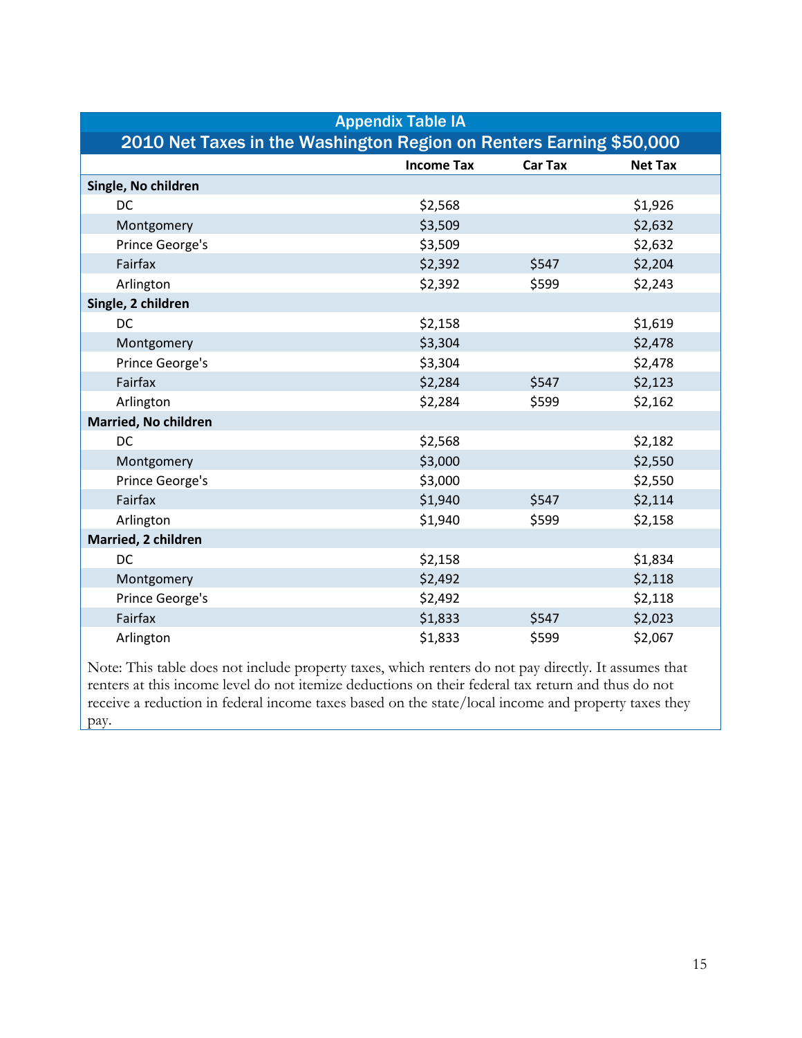## Appendix Table IA

### 2010 Net Taxes in the Washington Region on Renters Earning $50,000

| | Income Tax | Car Tax | Net Tax |
|---|---|---|---|
| **Single, No children** | | | |
| DC | $2,568 | | $1,926 |
| Montgomery | $3,509 | | $2,632 |
| Prince George's | $3,509 | | $2,632 |
| Fairfax | $2,392 | $547 | $2,204 |
| Arlington | $2,392 | $599 | $2,243 |
| **Single, 2 children** | | | |
| DC | $2,158 | | $1,619 |
| Montgomery | $3,304 | | $2,478 |
| Prince George's | $3,304 | | $2,478 |
| Fairfax | $2,284 | $547 | $2,123 |
| Arlington | $2,284 | $599 | $2,162 |
| **Married, No children** | | | |
| DC | $2,568 | | $2,182 |
| Montgomery | $3,000 | | $2,550 |
| Prince George's | $3,000 | | $2,550 |
| Fairfax | $1,940 | $547 | $2,114 |
| Arlington | $1,940 | $599 | $2,158 |
| **Married, 2 children** | | | |
| DC | $2,158 | | $1,834 |
| Montgomery | $2,492 | | $2,118 |
| Prince George's | $2,492 | | $2,118 |
| Fairfax | $1,833 | $547 | $2,023 |
| Arlington | $1,833 | $599 | $2,067 |

Note: This table does not include property taxes, which renters do not pay directly. It assumes that renters at this income level do not itemize deductions on their federal tax return and thus do not receive a reduction in federal income taxes based on the state/local income and property taxes they pay.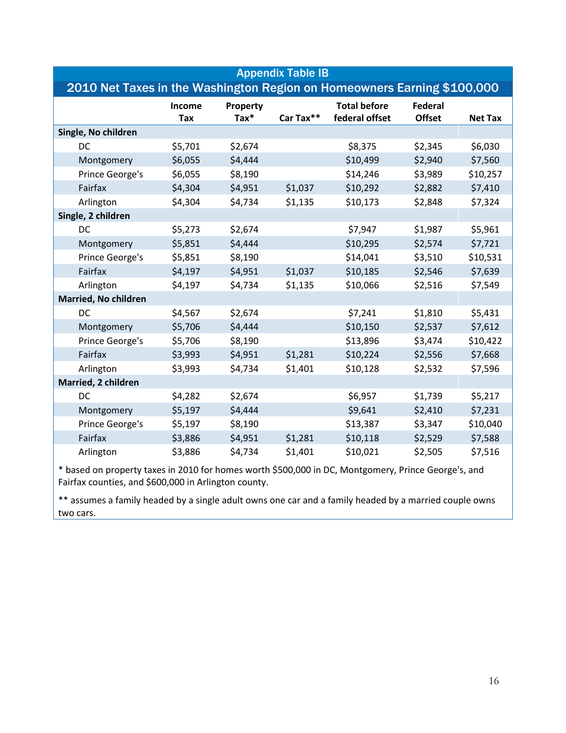## Appendix Table IB

## 2010 Net Taxes in the Washington Region on Homeowners Earning $100,000

| | Income Tax | Property Tax* | Car Tax** | Total before federal offset | Federal Offset | Net Tax |
|---|---|---|---|---|---|---|
| **Single, No children** | | | | | | |
| DC | $5,701 | $2,674 | | $8,375 | $2,345 | $6,030 |
| Montgomery | $6,055 | $4,444 | | $10,499 | $2,940 | $7,560 |
| Prince George's | $6,055 | $8,190 | | $14,246 | $3,989 | $10,257 |
| Fairfax | $4,304 | $4,951 | $1,037 | $10,292 | $2,882 | $7,410 |
| Arlington | $4,304 | $4,734 | $1,135 | $10,173 | $2,848 | $7,324 |
| **Single, 2 children** | | | | | | |
| DC | $5,273 | $2,674 | | $7,947 | $1,987 | $5,961 |
| Montgomery | $5,851 | $4,444 | | $10,295 | $2,574 | $7,721 |
| Prince George's | $5,851 | $8,190 | | $14,041 | $3,510 | $10,531 |
| Fairfax | $4,197 | $4,951 | $1,037 | $10,185 | $2,546 | $7,639 |
| Arlington | $4,197 | $4,734 | $1,135 | $10,066 | $2,516 | $7,549 |
| **Married, No children** | | | | | | |
| DC | $4,567 | $2,674 | | $7,241 | $1,810 | $5,431 |
| Montgomery | $5,706 | $4,444 | | $10,150 | $2,537 | $7,612 |
| Prince George's | $5,706 | $8,190 | | $13,896 | $3,474 | $10,422 |
| Fairfax | $3,993 | $4,951 | $1,281 | $10,224 | $2,556 | $7,668 |
| Arlington | $3,993 | $4,734 | $1,401 | $10,128 | $2,532 | $7,596 |
| **Married, 2 children** | | | | | | |
| DC | $4,282 | $2,674 | | $6,957 | $1,739 | $5,217 |
| Montgomery | $5,197 | $4,444 | | $9,641 | $2,410 | $7,231 |
| Prince George's | $5,197 | $8,190 | | $13,387 | $3,347 | $10,040 |
| Fairfax | $3,886 | $4,951 | $1,281 | $10,118 | $2,529 | $7,588 |
| Arlington | $3,886 | $4,734 | $1,401 | $10,021 | $2,505 | $7,516 |

* based on property taxes in 2010 for homes worth $500,000 in DC, Montgomery, Prince George's, and Fairfax counties, and $600,000 in Arlington county.

** assumes a family headed by a single adult owns one car and a family headed by a married couple owns two cars.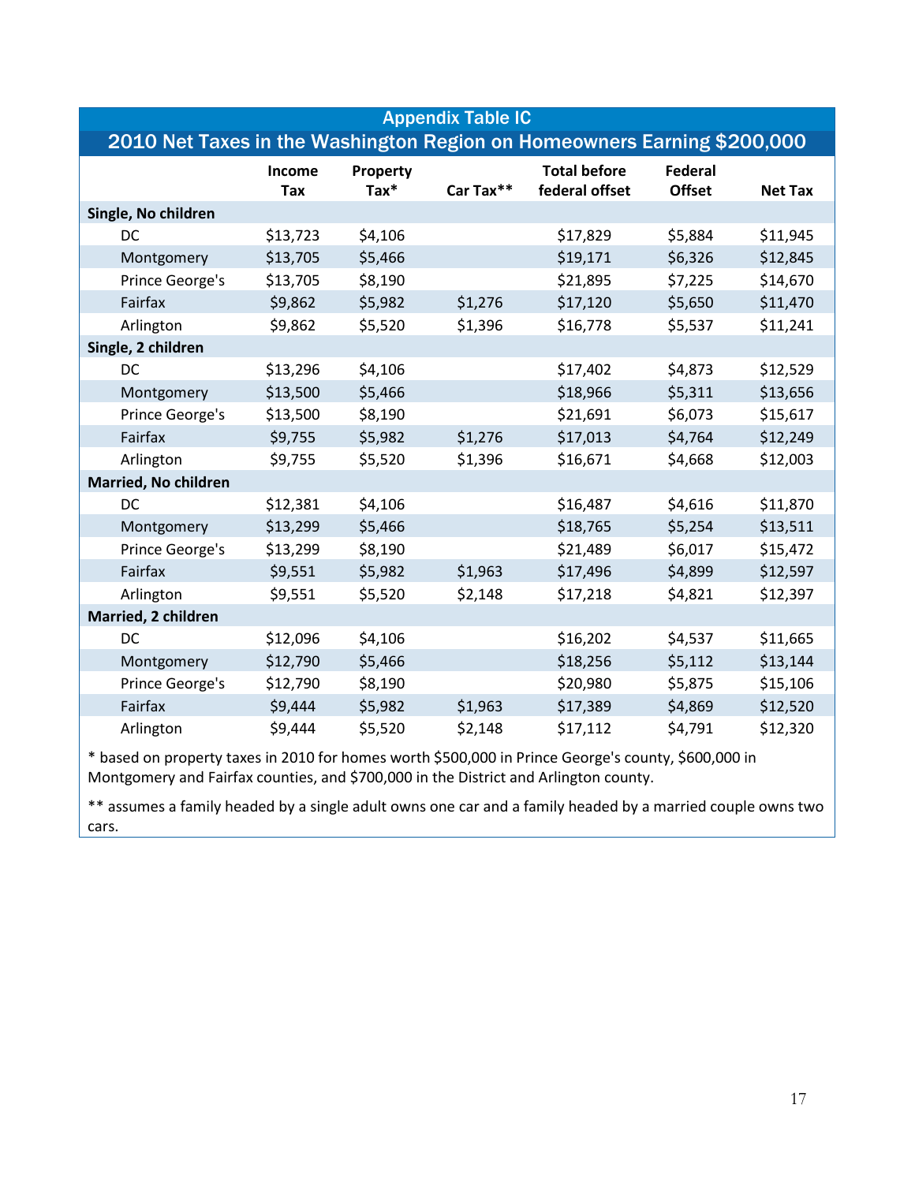## Appendix Table IC

### 2010 Net Taxes in the Washington Region on Homeowners Earning $200,000

| | Income Tax | Property Tax* | Car Tax** | Total before federal offset | Federal Offset | Net Tax |
|---|---|---|---|---|---|---|
| **Single, No children** | | | | | | |
| DC | $13,723 | $4,106 | | $17,829 | $5,884 | $11,945 |
| Montgomery | $13,705 | $5,466 | | $19,171 | $6,326 | $12,845 |
| Prince George's | $13,705 | $8,190 | | $21,895 | $7,225 | $14,670 |
| Fairfax | $9,862 | $5,982 | $1,276 | $17,120 | $5,650 | $11,470 |
| Arlington | $9,862 | $5,520 | $1,396 | $16,778 | $5,537 | $11,241 |
| **Single, 2 children** | | | | | | |
| DC | $13,296 | $4,106 | | $17,402 | $4,873 | $12,529 |
| Montgomery | $13,500 | $5,466 | | $18,966 | $5,311 | $13,656 |
| Prince George's | $13,500 | $8,190 | | $21,691 | $6,073 | $15,617 |
| Fairfax | $9,755 | $5,982 | $1,276 | $17,013 | $4,764 | $12,249 |
| Arlington | $9,755 | $5,520 | $1,396 | $16,671 | $4,668 | $12,003 |
| **Married, No children** | | | | | | |
| DC | $12,381 | $4,106 | | $16,487 | $4,616 | $11,870 |
| Montgomery | $13,299 | $5,466 | | $18,765 | $5,254 | $13,511 |
| Prince George's | $13,299 | $8,190 | | $21,489 | $6,017 | $15,472 |
| Fairfax | $9,551 | $5,982 | $1,963 | $17,496 | $4,899 | $12,597 |
| Arlington | $9,551 | $5,520 | $2,148 | $17,218 | $4,821 | $12,397 |
| **Married, 2 children** | | | | | | |
| DC | $12,096 | $4,106 | | $16,202 | $4,537 | $11,665 |
| Montgomery | $12,790 | $5,466 | | $18,256 | $5,112 | $13,144 |
| Prince George's | $12,790 | $8,190 | | $20,980 | $5,875 | $15,106 |
| Fairfax | $9,444 | $5,982 | $1,963 | $17,389 | $4,869 | $12,520 |
| Arlington | $9,444 | $5,520 | $2,148 | $17,112 | $4,791 | $12,320 |

* based on property taxes in 2010 for homes worth $500,000 in Prince George's county, $600,000 in Montgomery and Fairfax counties, and $700,000 in the District and Arlington county.

** assumes a family headed by a single adult owns one car and a family headed by a married couple owns two cars.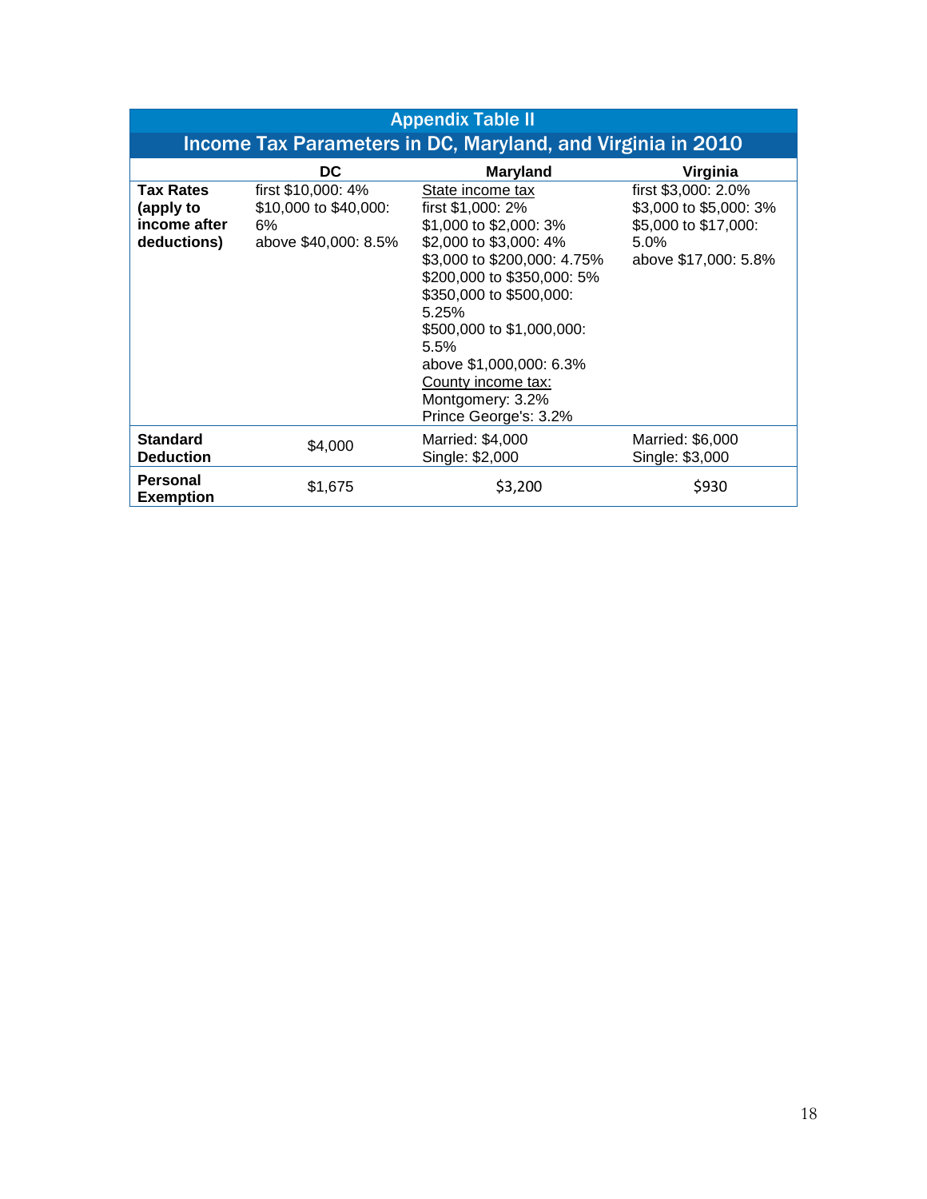## Appendix Table II

## Income Tax Parameters in DC, Maryland, and Virginia in 2010

| | DC | Maryland | Virginia |
|---|---|---|---|
| **Tax Rates (apply to income after deductions)** | first $10,000: 4%<br>$10,000 to $40,000: 6%<br>above $40,000: 8.5% | State income tax<br>first $1,000: 2%<br>$1,000 to $2,000: 3%<br>$2,000 to $3,000: 4%<br>$3,000 to $200,000: 4.75%<br>$200,000 to $350,000: 5%<br>$350,000 to $500,000: 5.25%<br>$500,000 to $1,000,000: 5.5%<br>above $1,000,000: 6.3%<br>County income tax:<br>Montgomery: 3.2%<br>Prince George's: 3.2% | first $3,000: 2.0%<br>$3,000 to $5,000: 3%<br>$5,000 to $17,000: 5.0%<br>above $17,000: 5.8% |
| **Standard Deduction** | $4,000 | Married: $4,000<br>Single: $2,000 | Married: $6,000<br>Single: $3,000 |
| **Personal Exemption** | $1,675 | $3,200 | $930 |